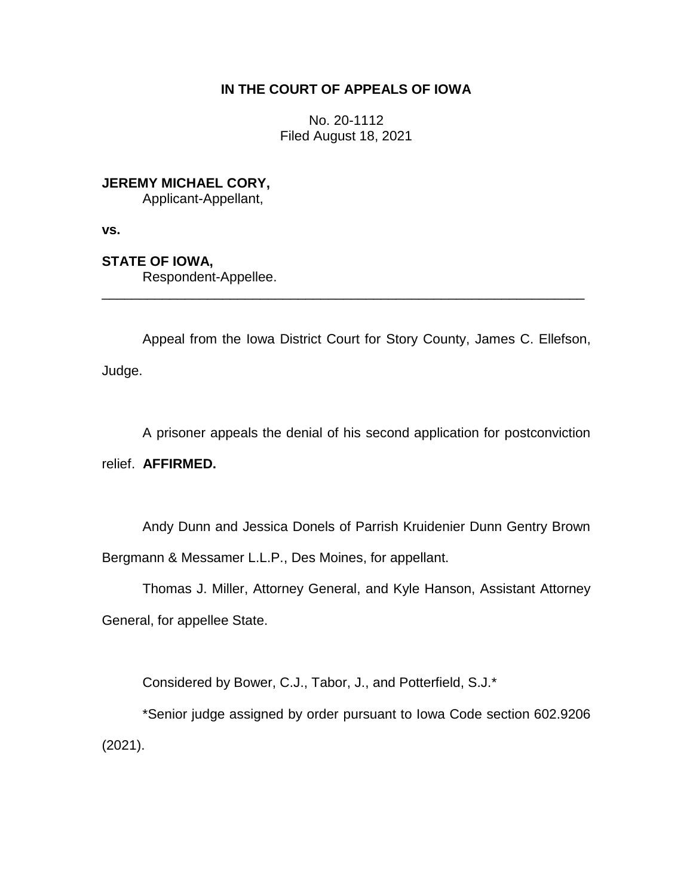**IN THE COURT OF APPEALS OF IOWA**

No. 20-1112
Filed August 18, 2021

**JEREMY MICHAEL CORY,**
Applicant-Appellant,

**vs.**

**STATE OF IOWA,**
Respondent-Appellee.

---

Appeal from the Iowa District Court for Story County, James C. Ellefson, Judge.

A prisoner appeals the denial of his second application for postconviction relief. **AFFIRMED.**

Andy Dunn and Jessica Donels of Parrish Kruidenier Dunn Gentry Brown Bergmann & Messamer L.L.P., Des Moines, for appellant.

Thomas J. Miller, Attorney General, and Kyle Hanson, Assistant Attorney General, for appellee State.

Considered by Bower, C.J., Tabor, J., and Potterfield, S.J.*

*Senior judge assigned by order pursuant to Iowa Code section 602.9206 (2021).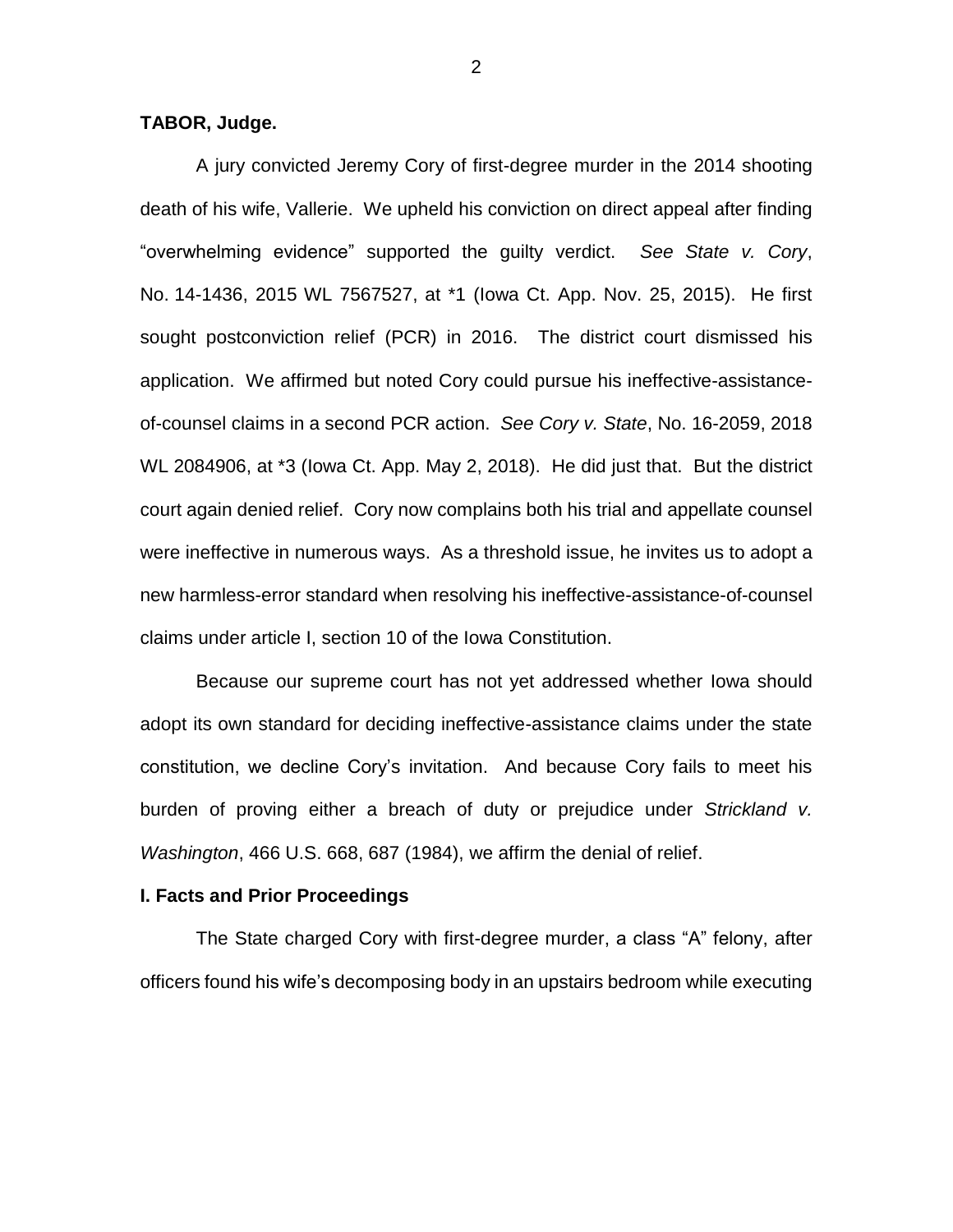**TABOR, Judge.**

A jury convicted Jeremy Cory of first-degree murder in the 2014 shooting death of his wife, Vallerie. We upheld his conviction on direct appeal after finding "overwhelming evidence" supported the guilty verdict. *See State v. Cory*, No. 14-1436, 2015 WL 7567527, at *1 (Iowa Ct. App. Nov. 25, 2015). He first sought postconviction relief (PCR) in 2016. The district court dismissed his application. We affirmed but noted Cory could pursue his ineffective-assistance-of-counsel claims in a second PCR action. *See Cory v. State*, No. 16-2059, 2018 WL 2084906, at *3 (Iowa Ct. App. May 2, 2018). He did just that. But the district court again denied relief. Cory now complains both his trial and appellate counsel were ineffective in numerous ways. As a threshold issue, he invites us to adopt a new harmless-error standard when resolving his ineffective-assistance-of-counsel claims under article I, section 10 of the Iowa Constitution.

Because our supreme court has not yet addressed whether Iowa should adopt its own standard for deciding ineffective-assistance claims under the state constitution, we decline Cory's invitation. And because Cory fails to meet his burden of proving either a breach of duty or prejudice under *Strickland v. Washington*, 466 U.S. 668, 687 (1984), we affirm the denial of relief.

## I. Facts and Prior Proceedings

The State charged Cory with first-degree murder, a class "A" felony, after officers found his wife's decomposing body in an upstairs bedroom while executing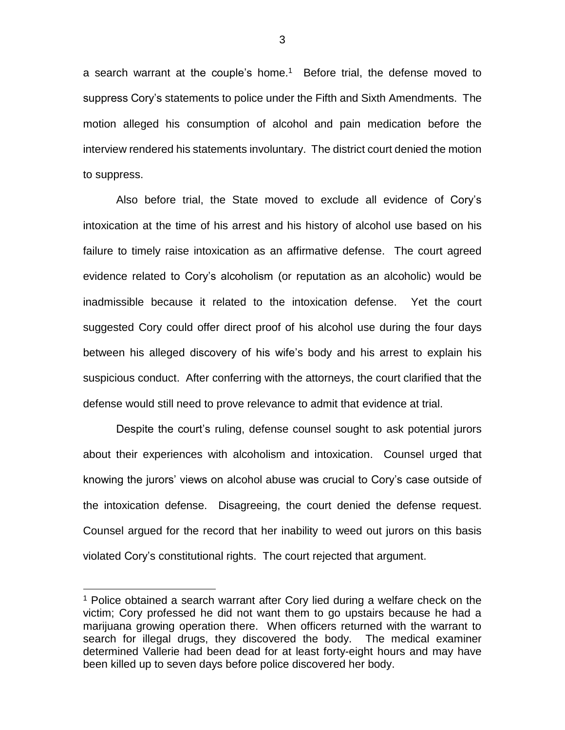a search warrant at the couple's home.[1] Before trial, the defense moved to suppress Cory's statements to police under the Fifth and Sixth Amendments. The motion alleged his consumption of alcohol and pain medication before the interview rendered his statements involuntary. The district court denied the motion to suppress.

Also before trial, the State moved to exclude all evidence of Cory's intoxication at the time of his arrest and his history of alcohol use based on his failure to timely raise intoxication as an affirmative defense. The court agreed evidence related to Cory's alcoholism (or reputation as an alcoholic) would be inadmissible because it related to the intoxication defense. Yet the court suggested Cory could offer direct proof of his alcohol use during the four days between his alleged discovery of his wife's body and his arrest to explain his suspicious conduct. After conferring with the attorneys, the court clarified that the defense would still need to prove relevance to admit that evidence at trial.

Despite the court's ruling, defense counsel sought to ask potential jurors about their experiences with alcoholism and intoxication. Counsel urged that knowing the jurors' views on alcohol abuse was crucial to Cory's case outside of the intoxication defense. Disagreeing, the court denied the defense request. Counsel argued for the record that her inability to weed out jurors on this basis violated Cory's constitutional rights. The court rejected that argument.

[1] Police obtained a search warrant after Cory lied during a welfare check on the victim; Cory professed he did not want them to go upstairs because he had a marijuana growing operation there. When officers returned with the warrant to search for illegal drugs, they discovered the body. The medical examiner determined Vallerie had been dead for at least forty-eight hours and may have been killed up to seven days before police discovered her body.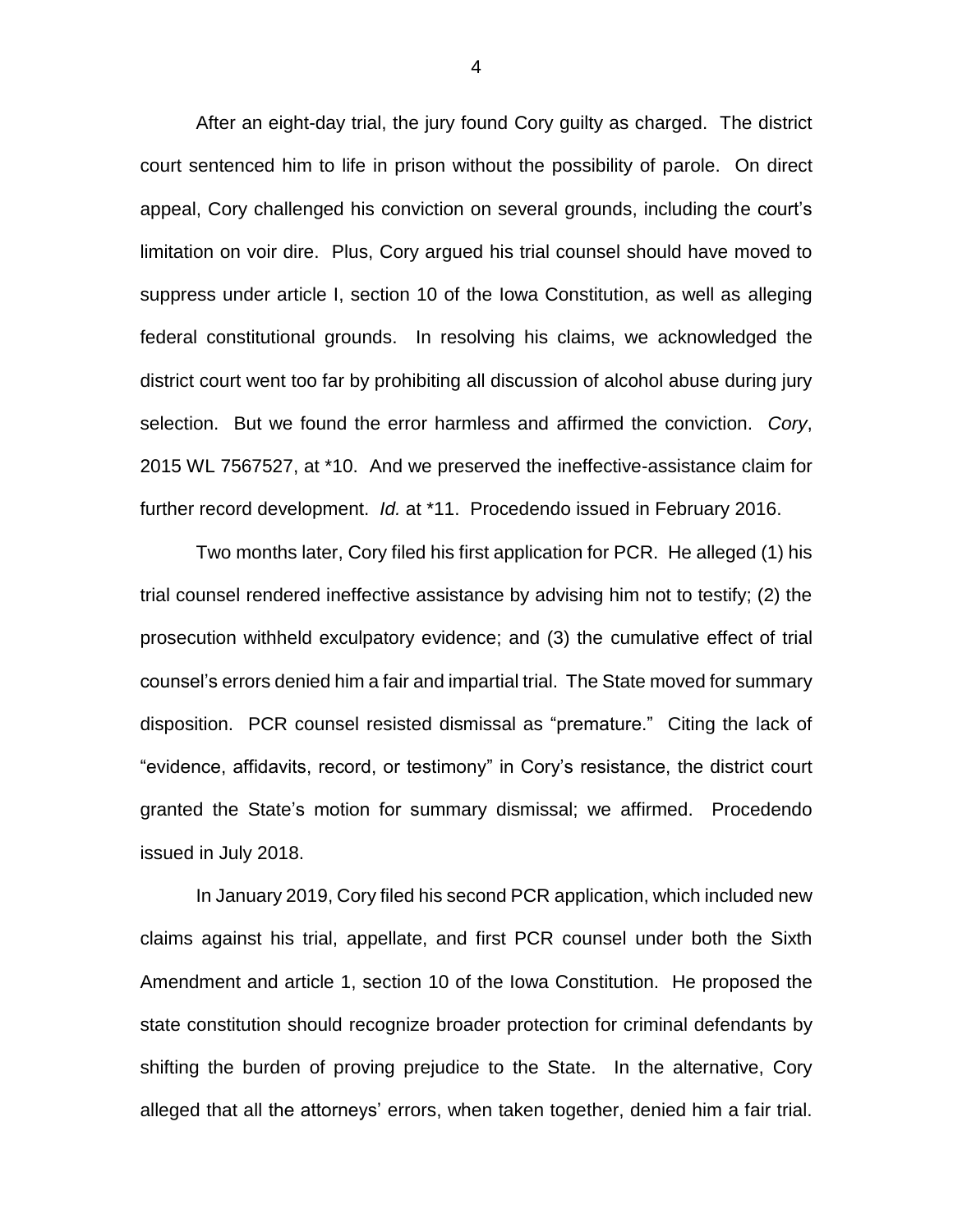After an eight-day trial, the jury found Cory guilty as charged. The district court sentenced him to life in prison without the possibility of parole. On direct appeal, Cory challenged his conviction on several grounds, including the court's limitation on voir dire. Plus, Cory argued his trial counsel should have moved to suppress under article I, section 10 of the Iowa Constitution, as well as alleging federal constitutional grounds. In resolving his claims, we acknowledged the district court went too far by prohibiting all discussion of alcohol abuse during jury selection. But we found the error harmless and affirmed the conviction. *Cory*, 2015 WL 7567527, at *10. And we preserved the ineffective-assistance claim for further record development. *Id.* at *11. Procedendo issued in February 2016.

Two months later, Cory filed his first application for PCR. He alleged (1) his trial counsel rendered ineffective assistance by advising him not to testify; (2) the prosecution withheld exculpatory evidence; and (3) the cumulative effect of trial counsel's errors denied him a fair and impartial trial. The State moved for summary disposition. PCR counsel resisted dismissal as "premature." Citing the lack of "evidence, affidavits, record, or testimony" in Cory's resistance, the district court granted the State's motion for summary dismissal; we affirmed. Procedendo issued in July 2018.

In January 2019, Cory filed his second PCR application, which included new claims against his trial, appellate, and first PCR counsel under both the Sixth Amendment and article 1, section 10 of the Iowa Constitution. He proposed the state constitution should recognize broader protection for criminal defendants by shifting the burden of proving prejudice to the State. In the alternative, Cory alleged that all the attorneys' errors, when taken together, denied him a fair trial.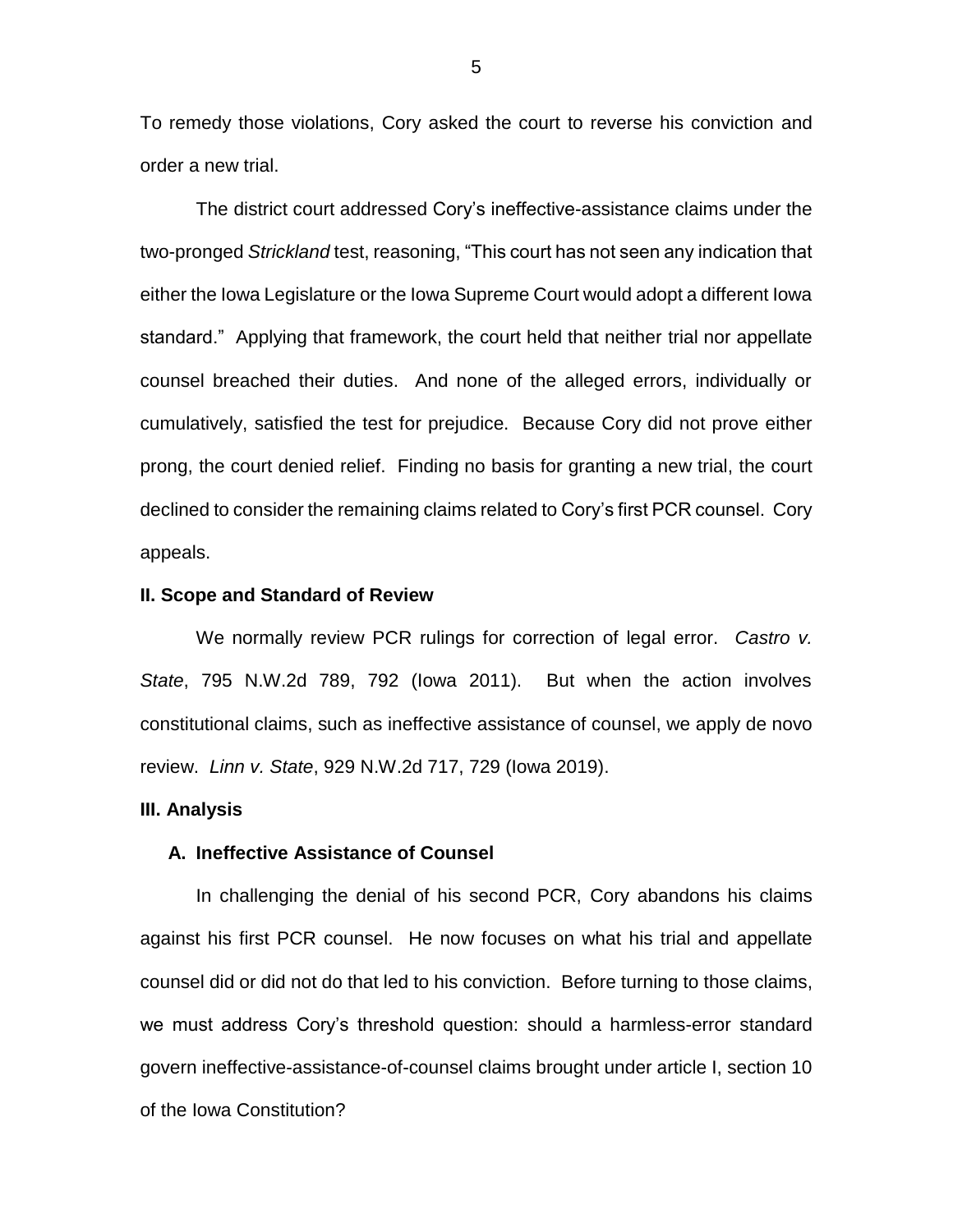To remedy those violations, Cory asked the court to reverse his conviction and order a new trial.

The district court addressed Cory's ineffective-assistance claims under the two-pronged *Strickland* test, reasoning, "This court has not seen any indication that either the Iowa Legislature or the Iowa Supreme Court would adopt a different Iowa standard." Applying that framework, the court held that neither trial nor appellate counsel breached their duties. And none of the alleged errors, individually or cumulatively, satisfied the test for prejudice. Because Cory did not prove either prong, the court denied relief. Finding no basis for granting a new trial, the court declined to consider the remaining claims related to Cory's first PCR counsel. Cory appeals.

## II. Scope and Standard of Review

We normally review PCR rulings for correction of legal error. *Castro v. State*, 795 N.W.2d 789, 792 (Iowa 2011). But when the action involves constitutional claims, such as ineffective assistance of counsel, we apply de novo review. *Linn v. State*, 929 N.W.2d 717, 729 (Iowa 2019).

## III. Analysis

### A. Ineffective Assistance of Counsel

In challenging the denial of his second PCR, Cory abandons his claims against his first PCR counsel. He now focuses on what his trial and appellate counsel did or did not do that led to his conviction. Before turning to those claims, we must address Cory's threshold question: should a harmless-error standard govern ineffective-assistance-of-counsel claims brought under article I, section 10 of the Iowa Constitution?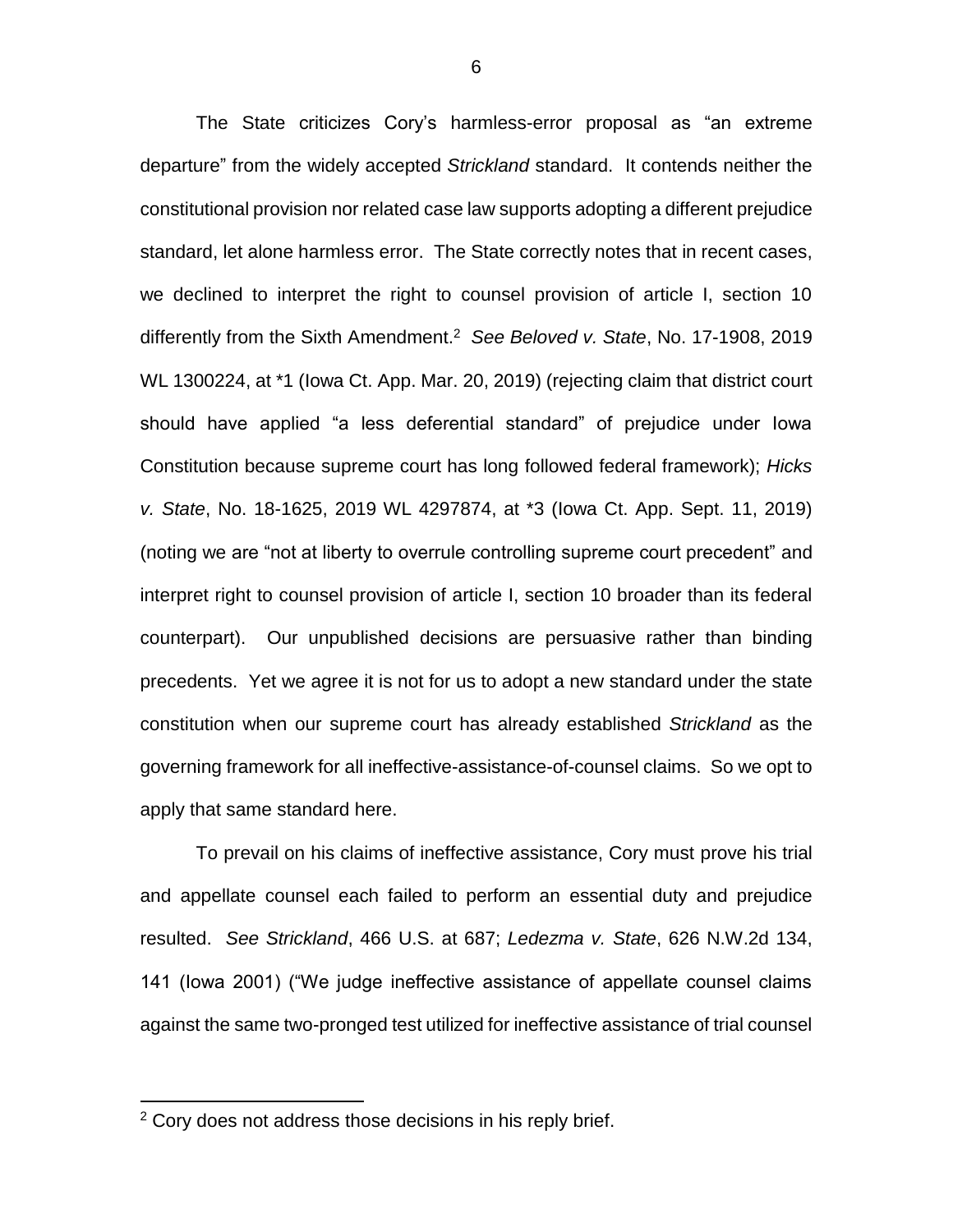The State criticizes Cory's harmless-error proposal as "an extreme departure" from the widely accepted *Strickland* standard. It contends neither the constitutional provision nor related case law supports adopting a different prejudice standard, let alone harmless error. The State correctly notes that in recent cases, we declined to interpret the right to counsel provision of article I, section 10 differently from the Sixth Amendment.[2] *See Beloved v. State*, No. 17-1908, 2019 WL 1300224, at *1 (Iowa Ct. App. Mar. 20, 2019) (rejecting claim that district court should have applied "a less deferential standard" of prejudice under Iowa Constitution because supreme court has long followed federal framework); *Hicks v. State*, No. 18-1625, 2019 WL 4297874, at *3 (Iowa Ct. App. Sept. 11, 2019) (noting we are "not at liberty to overrule controlling supreme court precedent" and interpret right to counsel provision of article I, section 10 broader than its federal counterpart). Our unpublished decisions are persuasive rather than binding precedents. Yet we agree it is not for us to adopt a new standard under the state constitution when our supreme court has already established *Strickland* as the governing framework for all ineffective-assistance-of-counsel claims. So we opt to apply that same standard here.

To prevail on his claims of ineffective assistance, Cory must prove his trial and appellate counsel each failed to perform an essential duty and prejudice resulted. *See Strickland*, 466 U.S. at 687; *Ledezma v. State*, 626 N.W.2d 134, 141 (Iowa 2001) ("We judge ineffective assistance of appellate counsel claims against the same two-pronged test utilized for ineffective assistance of trial counsel

---

[2] Cory does not address those decisions in his reply brief.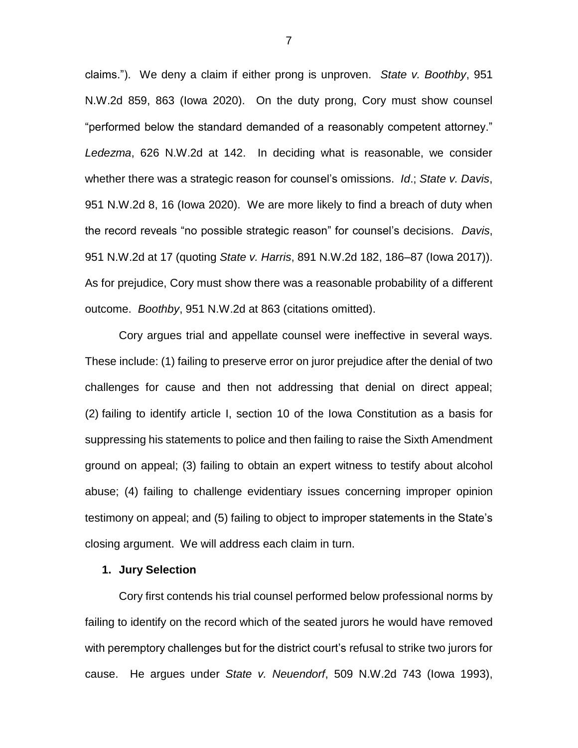claims.”). We deny a claim if either prong is unproven. *State v. Boothby*, 951 N.W.2d 859, 863 (Iowa 2020). On the duty prong, Cory must show counsel “performed below the standard demanded of a reasonably competent attorney.” *Ledezma*, 626 N.W.2d at 142. In deciding what is reasonable, we consider whether there was a strategic reason for counsel’s omissions. *Id*.; *State v. Davis*, 951 N.W.2d 8, 16 (Iowa 2020). We are more likely to find a breach of duty when the record reveals “no possible strategic reason” for counsel’s decisions. *Davis*, 951 N.W.2d at 17 (quoting *State v. Harris*, 891 N.W.2d 182, 186–87 (Iowa 2017)). As for prejudice, Cory must show there was a reasonable probability of a different outcome. *Boothby*, 951 N.W.2d at 863 (citations omitted).

Cory argues trial and appellate counsel were ineffective in several ways. These include: (1) failing to preserve error on juror prejudice after the denial of two challenges for cause and then not addressing that denial on direct appeal; (2) failing to identify article I, section 10 of the Iowa Constitution as a basis for suppressing his statements to police and then failing to raise the Sixth Amendment ground on appeal; (3) failing to obtain an expert witness to testify about alcohol abuse; (4) failing to challenge evidentiary issues concerning improper opinion testimony on appeal; and (5) failing to object to improper statements in the State’s closing argument. We will address each claim in turn.

**1. Jury Selection**

Cory first contends his trial counsel performed below professional norms by failing to identify on the record which of the seated jurors he would have removed with peremptory challenges but for the district court’s refusal to strike two jurors for cause. He argues under *State v. Neuendorf*, 509 N.W.2d 743 (Iowa 1993),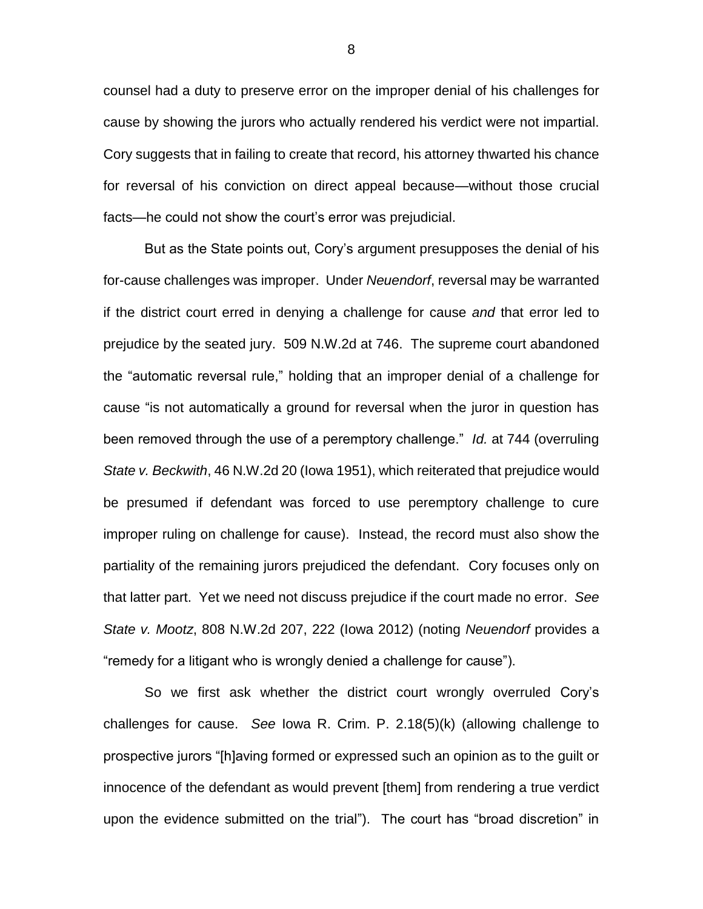counsel had a duty to preserve error on the improper denial of his challenges for cause by showing the jurors who actually rendered his verdict were not impartial. Cory suggests that in failing to create that record, his attorney thwarted his chance for reversal of his conviction on direct appeal because—without those crucial facts—he could not show the court's error was prejudicial.

But as the State points out, Cory's argument presupposes the denial of his for-cause challenges was improper. Under *Neuendorf*, reversal may be warranted if the district court erred in denying a challenge for cause *and* that error led to prejudice by the seated jury. 509 N.W.2d at 746. The supreme court abandoned the "automatic reversal rule," holding that an improper denial of a challenge for cause "is not automatically a ground for reversal when the juror in question has been removed through the use of a peremptory challenge." *Id.* at 744 (overruling *State v. Beckwith*, 46 N.W.2d 20 (Iowa 1951), which reiterated that prejudice would be presumed if defendant was forced to use peremptory challenge to cure improper ruling on challenge for cause). Instead, the record must also show the partiality of the remaining jurors prejudiced the defendant. Cory focuses only on that latter part. Yet we need not discuss prejudice if the court made no error. *See State v. Mootz*, 808 N.W.2d 207, 222 (Iowa 2012) (noting *Neuendorf* provides a "remedy for a litigant who is wrongly denied a challenge for cause").

So we first ask whether the district court wrongly overruled Cory's challenges for cause. *See* Iowa R. Crim. P. 2.18(5)(k) (allowing challenge to prospective jurors "[h]aving formed or expressed such an opinion as to the guilt or innocence of the defendant as would prevent [them] from rendering a true verdict upon the evidence submitted on the trial"). The court has "broad discretion" in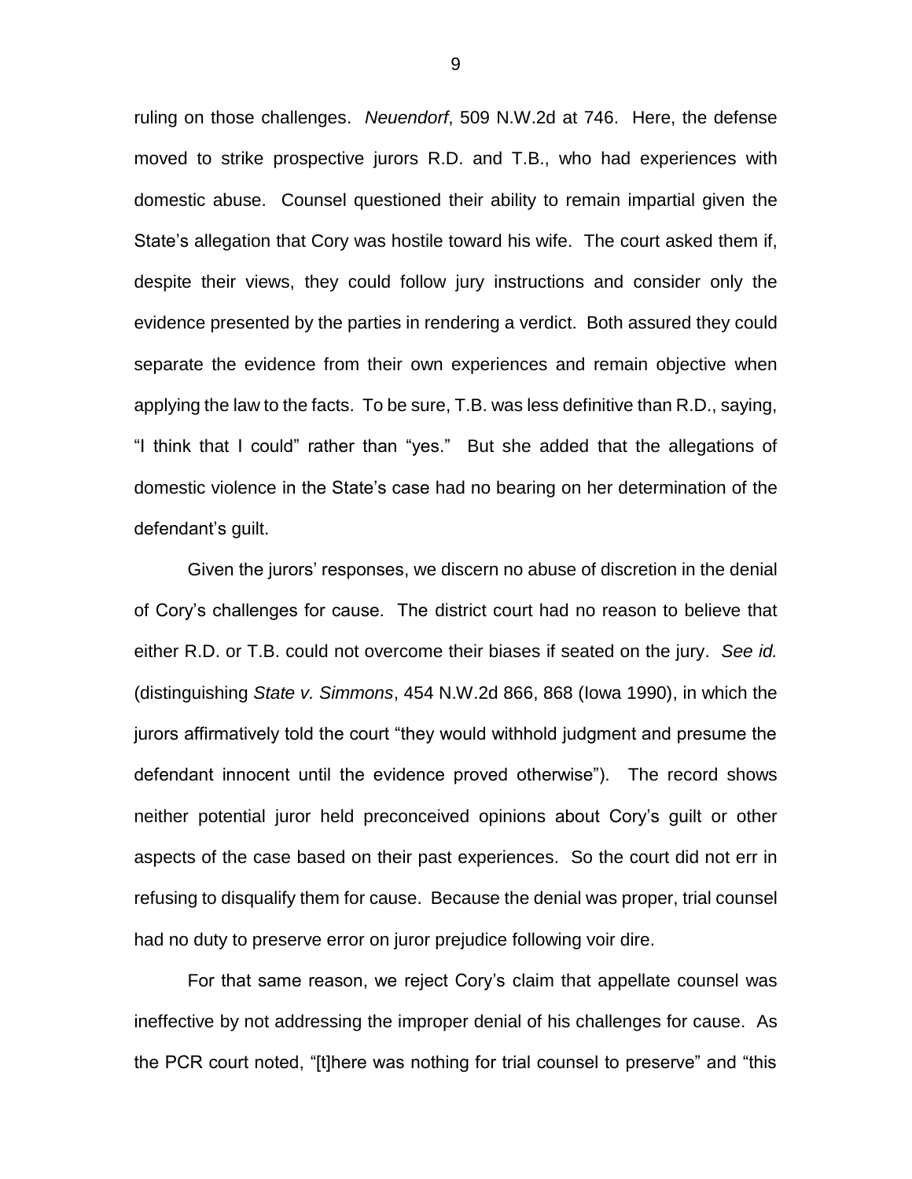ruling on those challenges. *Neuendorf*, 509 N.W.2d at 746. Here, the defense moved to strike prospective jurors R.D. and T.B., who had experiences with domestic abuse. Counsel questioned their ability to remain impartial given the State's allegation that Cory was hostile toward his wife. The court asked them if, despite their views, they could follow jury instructions and consider only the evidence presented by the parties in rendering a verdict. Both assured they could separate the evidence from their own experiences and remain objective when applying the law to the facts. To be sure, T.B. was less definitive than R.D., saying, "I think that I could" rather than "yes." But she added that the allegations of domestic violence in the State's case had no bearing on her determination of the defendant's guilt.

Given the jurors' responses, we discern no abuse of discretion in the denial of Cory's challenges for cause. The district court had no reason to believe that either R.D. or T.B. could not overcome their biases if seated on the jury. *See id.* (distinguishing *State v. Simmons*, 454 N.W.2d 866, 868 (Iowa 1990), in which the jurors affirmatively told the court "they would withhold judgment and presume the defendant innocent until the evidence proved otherwise"). The record shows neither potential juror held preconceived opinions about Cory's guilt or other aspects of the case based on their past experiences. So the court did not err in refusing to disqualify them for cause. Because the denial was proper, trial counsel had no duty to preserve error on juror prejudice following voir dire.

For that same reason, we reject Cory's claim that appellate counsel was ineffective by not addressing the improper denial of his challenges for cause. As the PCR court noted, "[t]here was nothing for trial counsel to preserve" and "this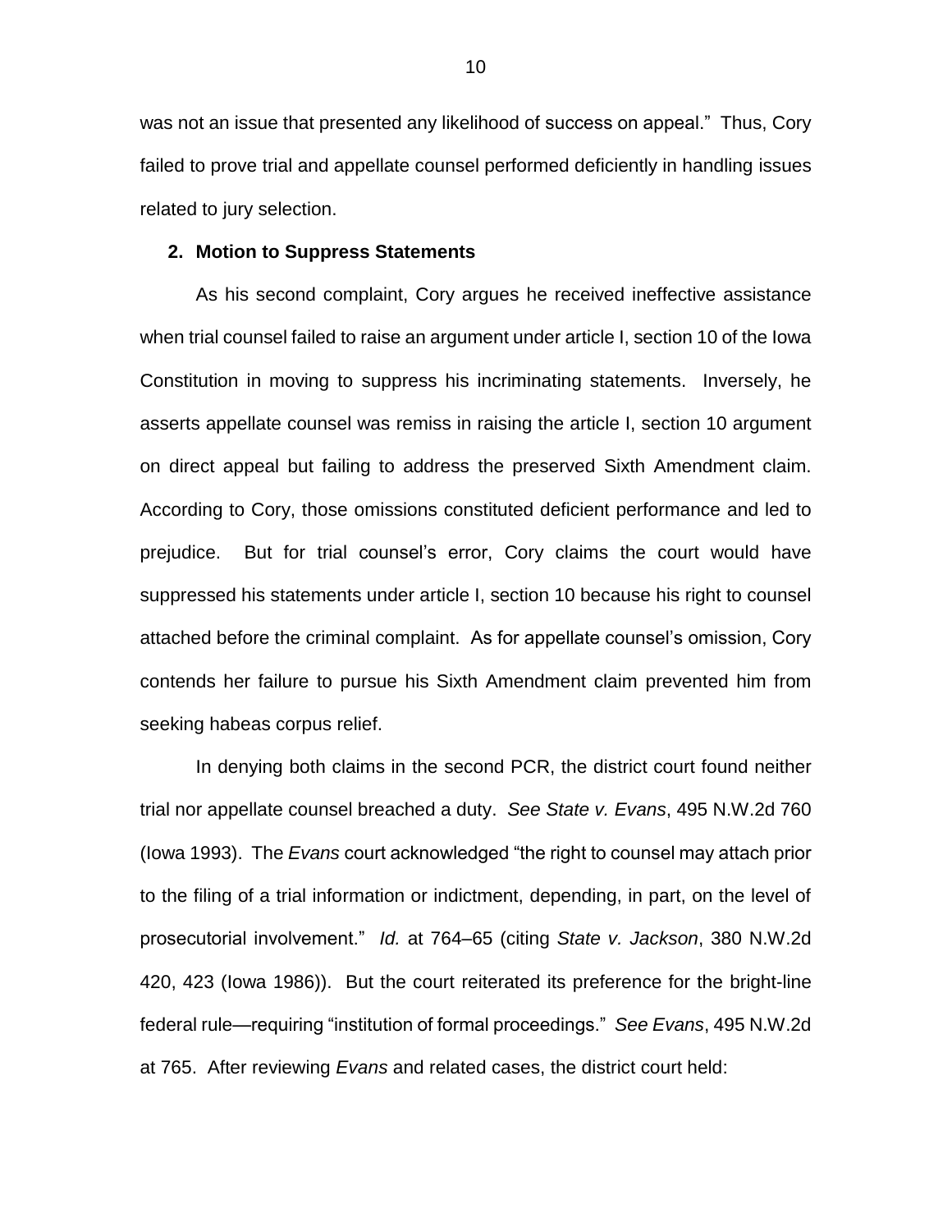was not an issue that presented any likelihood of success on appeal." Thus, Cory failed to prove trial and appellate counsel performed deficiently in handling issues related to jury selection.

**2. Motion to Suppress Statements**

As his second complaint, Cory argues he received ineffective assistance when trial counsel failed to raise an argument under article I, section 10 of the Iowa Constitution in moving to suppress his incriminating statements. Inversely, he asserts appellate counsel was remiss in raising the article I, section 10 argument on direct appeal but failing to address the preserved Sixth Amendment claim. According to Cory, those omissions constituted deficient performance and led to prejudice. But for trial counsel's error, Cory claims the court would have suppressed his statements under article I, section 10 because his right to counsel attached before the criminal complaint. As for appellate counsel's omission, Cory contends her failure to pursue his Sixth Amendment claim prevented him from seeking habeas corpus relief.

In denying both claims in the second PCR, the district court found neither trial nor appellate counsel breached a duty. *See State v. Evans*, 495 N.W.2d 760 (Iowa 1993). The *Evans* court acknowledged "the right to counsel may attach prior to the filing of a trial information or indictment, depending, in part, on the level of prosecutorial involvement." *Id.* at 764–65 (citing *State v. Jackson*, 380 N.W.2d 420, 423 (Iowa 1986)). But the court reiterated its preference for the bright-line federal rule—requiring "institution of formal proceedings." *See Evans*, 495 N.W.2d at 765. After reviewing *Evans* and related cases, the district court held: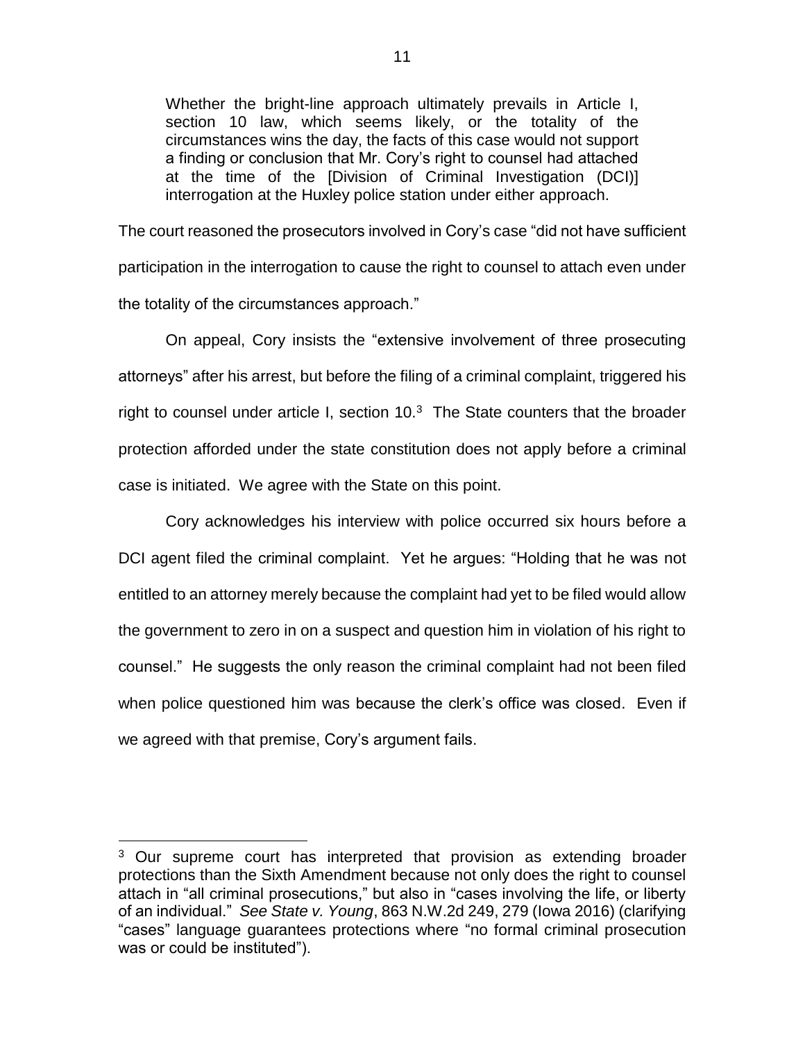> Whether the bright-line approach ultimately prevails in Article I, section 10 law, which seems likely, or the totality of the circumstances wins the day, the facts of this case would not support a finding or conclusion that Mr. Cory's right to counsel had attached at the time of the [Division of Criminal Investigation (DCI)] interrogation at the Huxley police station under either approach.

The court reasoned the prosecutors involved in Cory's case "did not have sufficient participation in the interrogation to cause the right to counsel to attach even under the totality of the circumstances approach."

On appeal, Cory insists the "extensive involvement of three prosecuting attorneys" after his arrest, but before the filing of a criminal complaint, triggered his right to counsel under article I, section 10.[3] The State counters that the broader protection afforded under the state constitution does not apply before a criminal case is initiated. We agree with the State on this point.

Cory acknowledges his interview with police occurred six hours before a DCI agent filed the criminal complaint. Yet he argues: "Holding that he was not entitled to an attorney merely because the complaint had yet to be filed would allow the government to zero in on a suspect and question him in violation of his right to counsel." He suggests the only reason the criminal complaint had not been filed when police questioned him was because the clerk's office was closed. Even if we agreed with that premise, Cory's argument fails.

---

[3] Our supreme court has interpreted that provision as extending broader protections than the Sixth Amendment because not only does the right to counsel attach in "all criminal prosecutions," but also in "cases involving the life, or liberty of an individual." *See State v. Young*, 863 N.W.2d 249, 279 (Iowa 2016) (clarifying "cases" language guarantees protections where "no formal criminal prosecution was or could be instituted").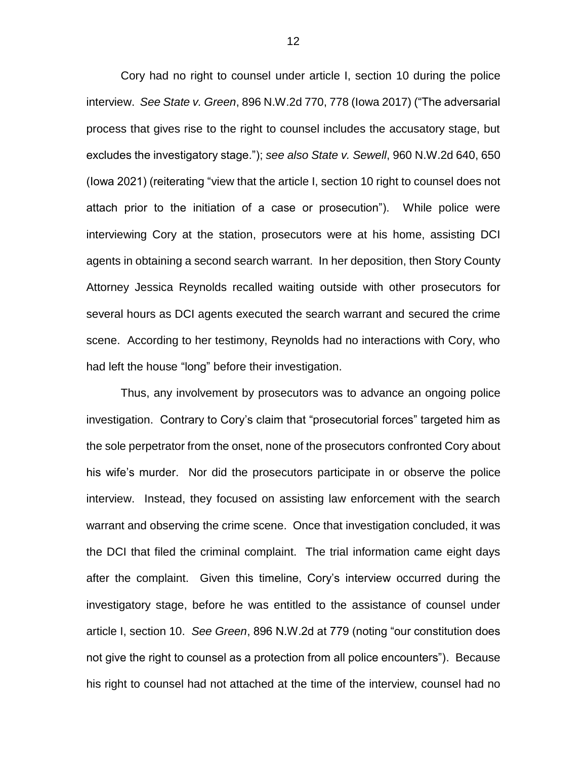Cory had no right to counsel under article I, section 10 during the police interview. *See State v. Green*, 896 N.W.2d 770, 778 (Iowa 2017) ("The adversarial process that gives rise to the right to counsel includes the accusatory stage, but excludes the investigatory stage."); *see also State v. Sewell*, 960 N.W.2d 640, 650 (Iowa 2021) (reiterating "view that the article I, section 10 right to counsel does not attach prior to the initiation of a case or prosecution"). While police were interviewing Cory at the station, prosecutors were at his home, assisting DCI agents in obtaining a second search warrant. In her deposition, then Story County Attorney Jessica Reynolds recalled waiting outside with other prosecutors for several hours as DCI agents executed the search warrant and secured the crime scene. According to her testimony, Reynolds had no interactions with Cory, who had left the house "long" before their investigation.

Thus, any involvement by prosecutors was to advance an ongoing police investigation. Contrary to Cory's claim that "prosecutorial forces" targeted him as the sole perpetrator from the onset, none of the prosecutors confronted Cory about his wife's murder. Nor did the prosecutors participate in or observe the police interview. Instead, they focused on assisting law enforcement with the search warrant and observing the crime scene. Once that investigation concluded, it was the DCI that filed the criminal complaint. The trial information came eight days after the complaint. Given this timeline, Cory's interview occurred during the investigatory stage, before he was entitled to the assistance of counsel under article I, section 10. *See Green*, 896 N.W.2d at 779 (noting "our constitution does not give the right to counsel as a protection from all police encounters"). Because his right to counsel had not attached at the time of the interview, counsel had no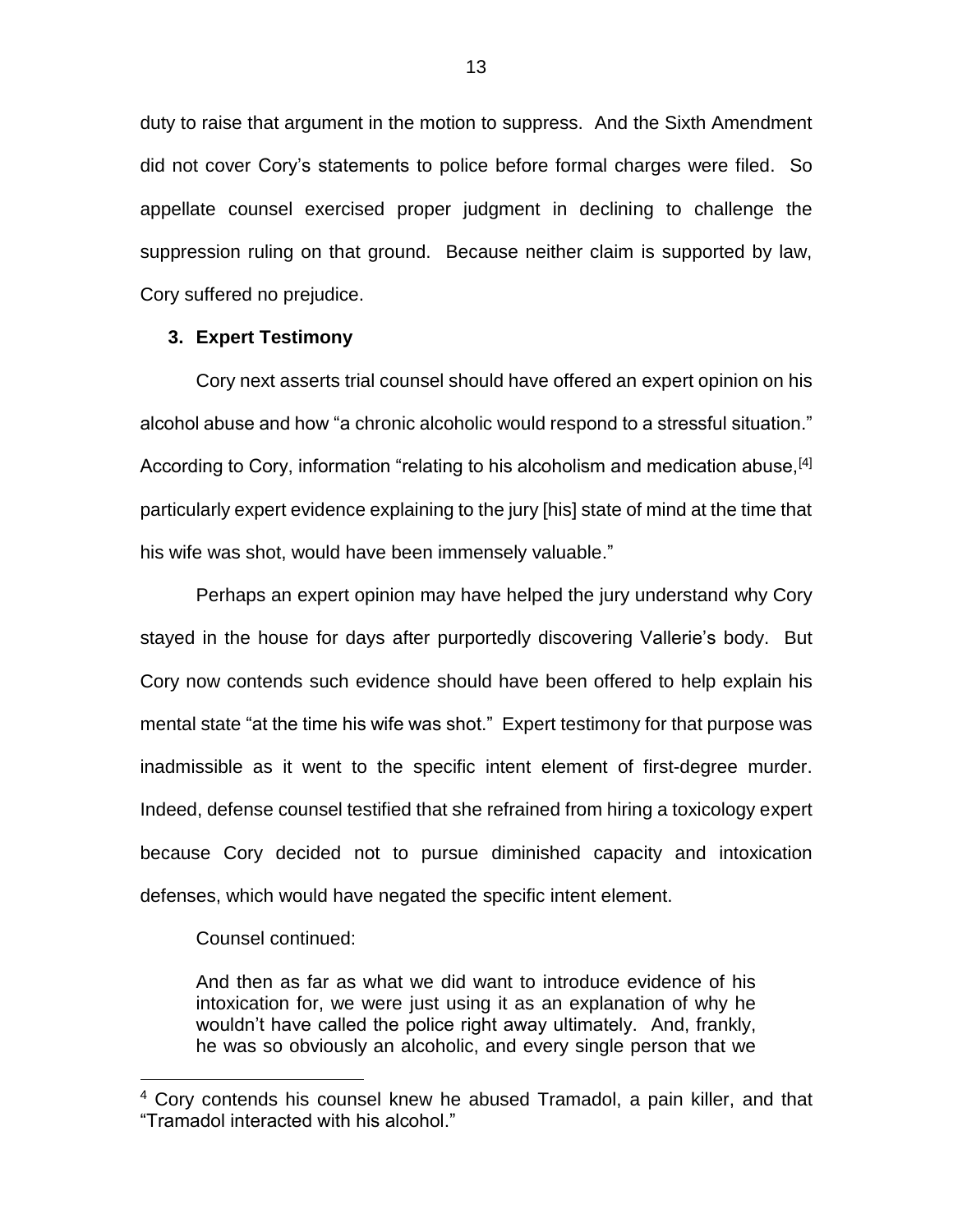duty to raise that argument in the motion to suppress. And the Sixth Amendment did not cover Cory's statements to police before formal charges were filed. So appellate counsel exercised proper judgment in declining to challenge the suppression ruling on that ground. Because neither claim is supported by law, Cory suffered no prejudice.

### 3. Expert Testimony

Cory next asserts trial counsel should have offered an expert opinion on his alcohol abuse and how "a chronic alcoholic would respond to a stressful situation." According to Cory, information "relating to his alcoholism and medication abuse,[4] particularly expert evidence explaining to the jury [his] state of mind at the time that his wife was shot, would have been immensely valuable."

Perhaps an expert opinion may have helped the jury understand why Cory stayed in the house for days after purportedly discovering Vallerie's body. But Cory now contends such evidence should have been offered to help explain his mental state "at the time his wife was shot." Expert testimony for that purpose was inadmissible as it went to the specific intent element of first-degree murder. Indeed, defense counsel testified that she refrained from hiring a toxicology expert because Cory decided not to pursue diminished capacity and intoxication defenses, which would have negated the specific intent element.

Counsel continued:

> And then as far as what we did want to introduce evidence of his intoxication for, we were just using it as an explanation of why he wouldn't have called the police right away ultimately. And, frankly, he was so obviously an alcoholic, and every single person that we

[4] Cory contends his counsel knew he abused Tramadol, a pain killer, and that "Tramadol interacted with his alcohol."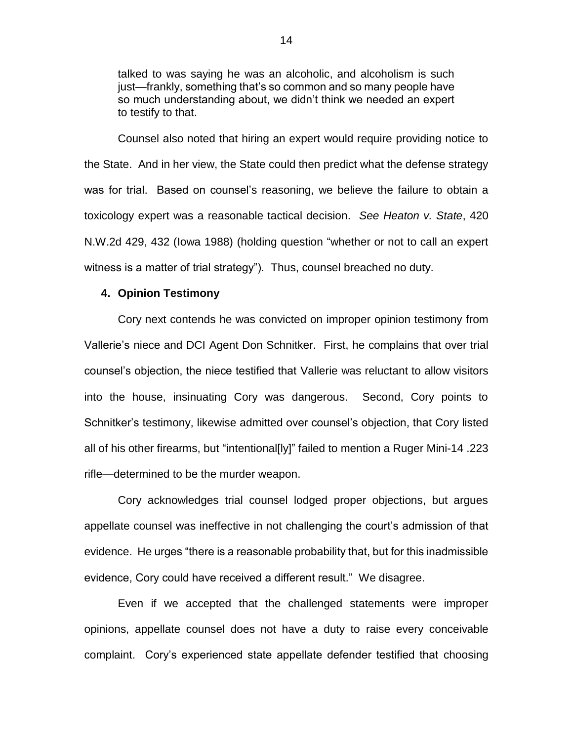> talked to was saying he was an alcoholic, and alcoholism is such just—frankly, something that's so common and so many people have so much understanding about, we didn't think we needed an expert to testify to that.

Counsel also noted that hiring an expert would require providing notice to the State. And in her view, the State could then predict what the defense strategy was for trial. Based on counsel's reasoning, we believe the failure to obtain a toxicology expert was a reasonable tactical decision. *See Heaton v. State*, 420 N.W.2d 429, 432 (Iowa 1988) (holding question "whether or not to call an expert witness is a matter of trial strategy"). Thus, counsel breached no duty.

**4. Opinion Testimony**

Cory next contends he was convicted on improper opinion testimony from Vallerie's niece and DCI Agent Don Schnitker. First, he complains that over trial counsel's objection, the niece testified that Vallerie was reluctant to allow visitors into the house, insinuating Cory was dangerous. Second, Cory points to Schnitker's testimony, likewise admitted over counsel's objection, that Cory listed all of his other firearms, but "intentional[ly]" failed to mention a Ruger Mini-14 .223 rifle—determined to be the murder weapon.

Cory acknowledges trial counsel lodged proper objections, but argues appellate counsel was ineffective in not challenging the court's admission of that evidence. He urges "there is a reasonable probability that, but for this inadmissible evidence, Cory could have received a different result." We disagree.

Even if we accepted that the challenged statements were improper opinions, appellate counsel does not have a duty to raise every conceivable complaint. Cory's experienced state appellate defender testified that choosing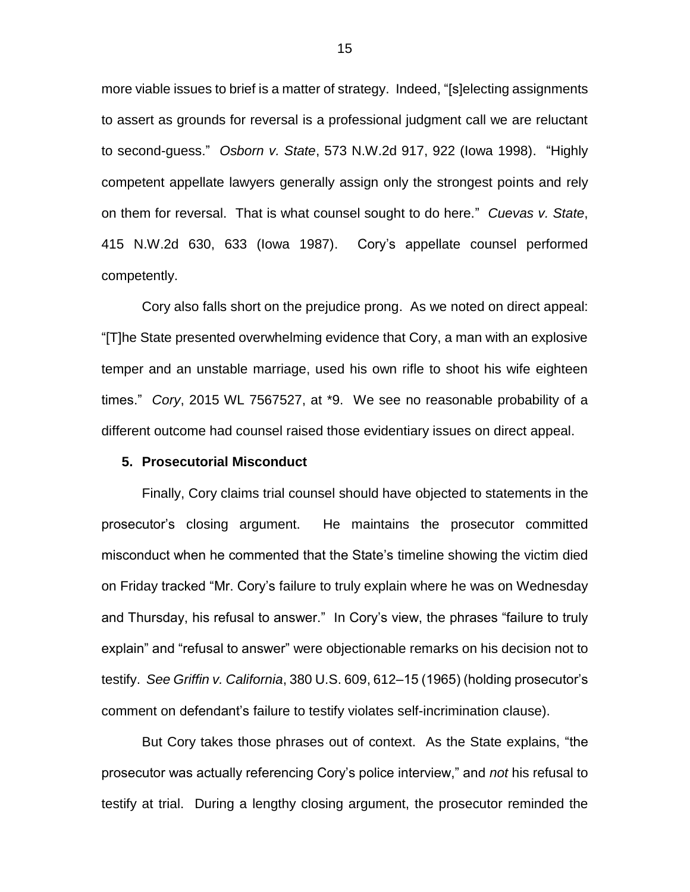more viable issues to brief is a matter of strategy. Indeed, "[s]electing assignments to assert as grounds for reversal is a professional judgment call we are reluctant to second-guess." *Osborn v. State*, 573 N.W.2d 917, 922 (Iowa 1998). "Highly competent appellate lawyers generally assign only the strongest points and rely on them for reversal. That is what counsel sought to do here." *Cuevas v. State*, 415 N.W.2d 630, 633 (Iowa 1987). Cory's appellate counsel performed competently.

Cory also falls short on the prejudice prong. As we noted on direct appeal: "[T]he State presented overwhelming evidence that Cory, a man with an explosive temper and an unstable marriage, used his own rifle to shoot his wife eighteen times." *Cory*, 2015 WL 7567527, at *9. We see no reasonable probability of a different outcome had counsel raised those evidentiary issues on direct appeal.

### 5. Prosecutorial Misconduct

Finally, Cory claims trial counsel should have objected to statements in the prosecutor's closing argument. He maintains the prosecutor committed misconduct when he commented that the State's timeline showing the victim died on Friday tracked "Mr. Cory's failure to truly explain where he was on Wednesday and Thursday, his refusal to answer." In Cory's view, the phrases "failure to truly explain" and "refusal to answer" were objectionable remarks on his decision not to testify. *See Griffin v. California*, 380 U.S. 609, 612–15 (1965) (holding prosecutor's comment on defendant's failure to testify violates self-incrimination clause).

But Cory takes those phrases out of context. As the State explains, "the prosecutor was actually referencing Cory's police interview," and *not* his refusal to testify at trial. During a lengthy closing argument, the prosecutor reminded the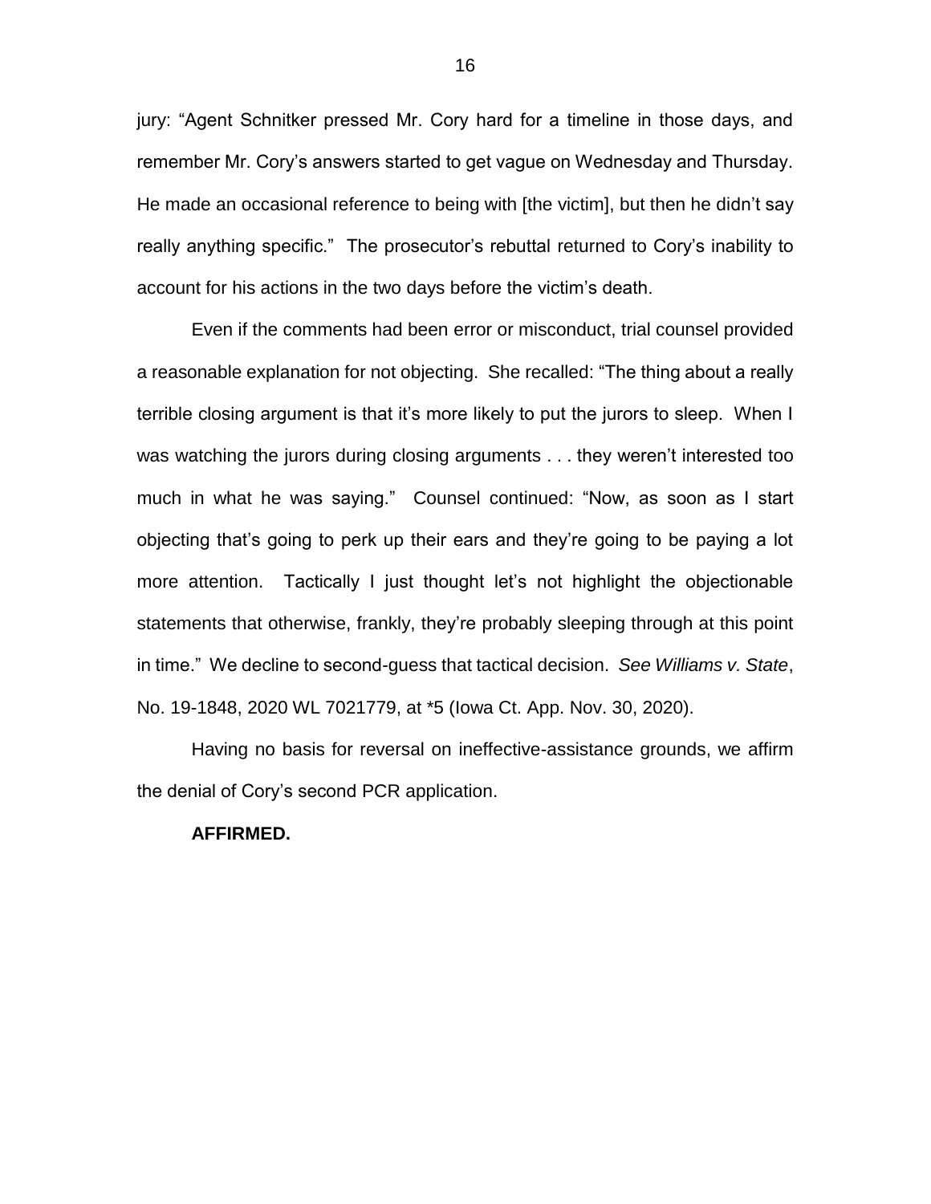jury: "Agent Schnitker pressed Mr. Cory hard for a timeline in those days, and remember Mr. Cory's answers started to get vague on Wednesday and Thursday. He made an occasional reference to being with [the victim], but then he didn't say really anything specific." The prosecutor's rebuttal returned to Cory's inability to account for his actions in the two days before the victim's death.

Even if the comments had been error or misconduct, trial counsel provided a reasonable explanation for not objecting. She recalled: "The thing about a really terrible closing argument is that it's more likely to put the jurors to sleep. When I was watching the jurors during closing arguments . . . they weren't interested too much in what he was saying." Counsel continued: "Now, as soon as I start objecting that's going to perk up their ears and they're going to be paying a lot more attention. Tactically I just thought let's not highlight the objectionable statements that otherwise, frankly, they're probably sleeping through at this point in time." We decline to second-guess that tactical decision. *See Williams v. State*, No. 19-1848, 2020 WL 7021779, at *5 (Iowa Ct. App. Nov. 30, 2020).

Having no basis for reversal on ineffective-assistance grounds, we affirm the denial of Cory's second PCR application.

**AFFIRMED.**